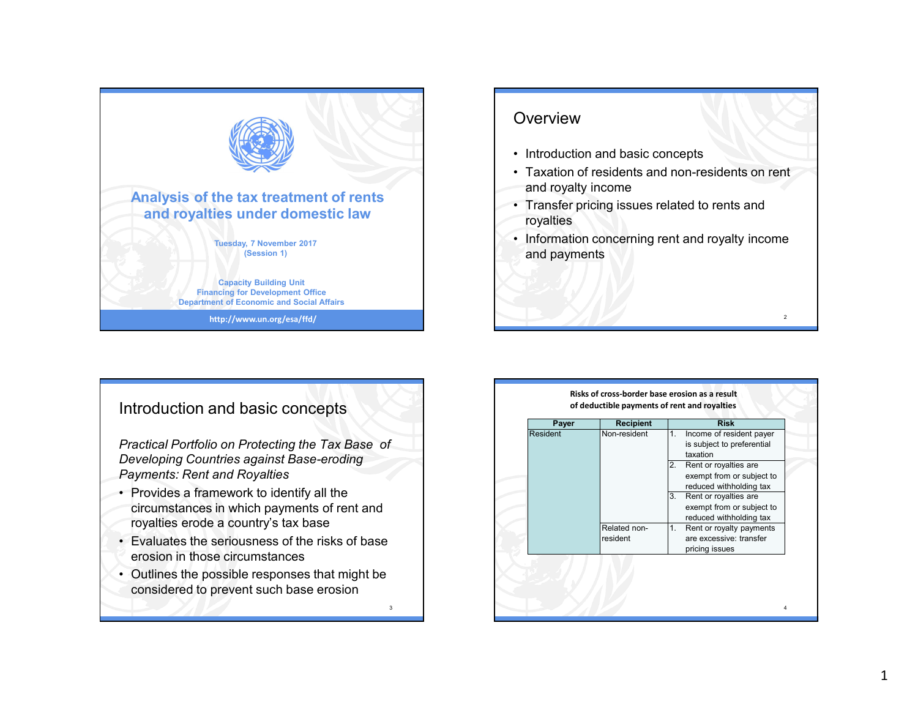# Analysis of the tax treatment of rents and royalties under domestic law

Tuesday, 7 November 2017
(Session 1)

Capacity Building Unit
Financing for Development Office
Department of Economic and Social Affairs

http://www.un.org/esa/ffd/

## Overview

- Introduction and basic concepts
- Taxation of residents and non-residents on rent and royalty income
- Transfer pricing issues related to rents and royalties
- Information concerning rent and royalty income and payments

## Introduction and basic concepts

*Practical Portfolio on Protecting the Tax Base of Developing Countries against Base-eroding Payments: Rent and Royalties*

- Provides a framework to identify all the circumstances in which payments of rent and royalties erode a country's tax base
- Evaluates the seriousness of the risks of base erosion in those circumstances
- Outlines the possible responses that might be considered to prevent such base erosion

**Risks of cross-border base erosion as a result of deductible payments of rent and royalties**

| Payer | Recipient | Risk |
|---|---|---|
| Resident | Non-resident | 1. Income of resident payer is subject to preferential taxation |
| | | 2. Rent or royalties are exempt from or subject to reduced withholding tax |
| | | 3. Rent or royalties are exempt from or subject to reduced withholding tax |
| | Related non-resident | 1. Rent or royalty payments are excessive: transfer pricing issues |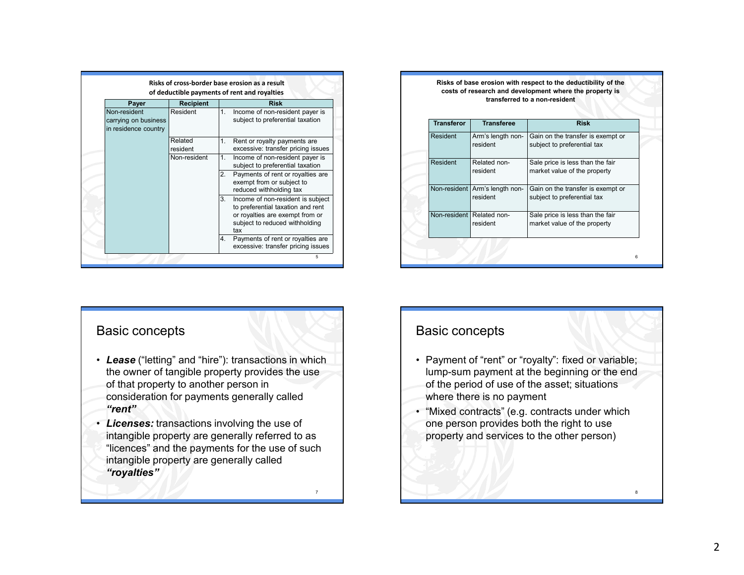**Risks of cross-border base erosion as a result of deductible payments of rent and royalties**

| Payer | Recipient | Risk |
|---|---|---|
| Non-resident carrying on business in residence country | Resident | 1. Income of non-resident payer is subject to preferential taxation |
| | Related resident | 1. Rent or royalty payments are excessive: transfer pricing issues |
| | Non-resident | 1. Income of non-resident payer is subject to preferential taxation |
| | | 2. Payments of rent or royalties are exempt from or subject to reduced withholding tax |
| | | 3. Income of non-resident is subject to preferential taxation and rent or royalties are exempt from or subject to reduced withholding tax |
| | | 4. Payments of rent or royalties are excessive: transfer pricing issues |

**Risks of base erosion with respect to the deductibility of the costs of research and development where the property is transferred to a non-resident**

| Transferor | Transferee | Risk |
|---|---|---|
| Resident | Arm's length non-resident | Gain on the transfer is exempt or subject to preferential tax |
| Resident | Related non-resident | Sale price is less than the fair market value of the property |
| Non-resident | Arm's length non-resident | Gain on the transfer is exempt or subject to preferential tax |
| Non-resident | Related non-resident | Sale price is less than the fair market value of the property |

## Basic concepts

- ***Lease*** ("letting" and "hire"): transactions in which the owner of tangible property provides the use of that property to another person in consideration for payments generally called ***"rent"***
- ***Licenses:*** transactions involving the use of intangible property are generally referred to as "licences" and the payments for the use of such intangible property are generally called ***"royalties"***

## Basic concepts

- Payment of "rent" or "royalty": fixed or variable; lump-sum payment at the beginning or the end of the period of use of the asset; situations where there is no payment
- "Mixed contracts" (e.g. contracts under which one person provides both the right to use property and services to the other person)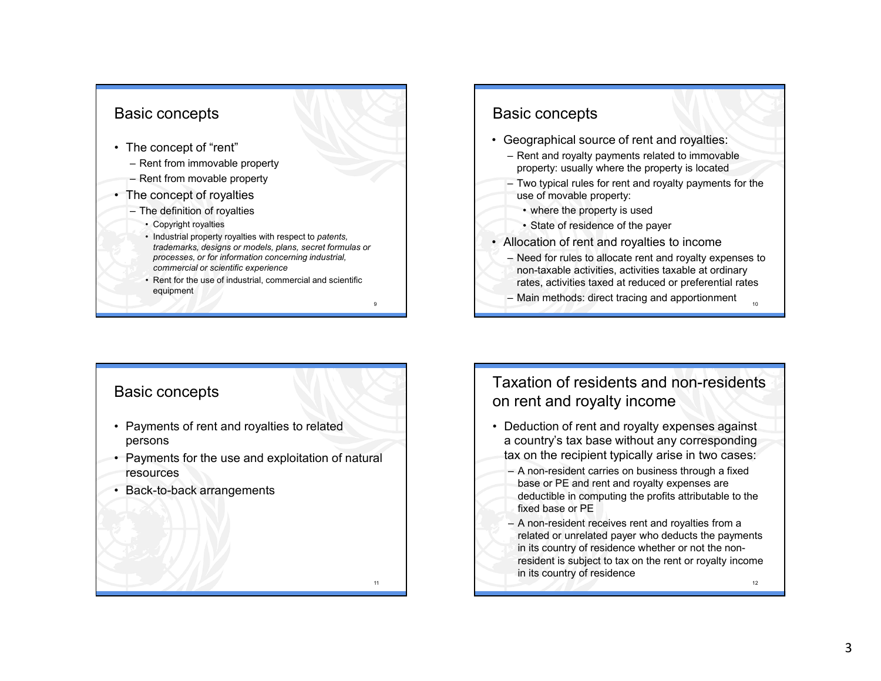## Basic concepts

- The concept of "rent"
  - Rent from immovable property
  - Rent from movable property
- The concept of royalties
  - The definition of royalties
    - Copyright royalties
    - Industrial property royalties with respect to *patents, trademarks, designs or models, plans, secret formulas or processes, or for information concerning industrial, commercial or scientific experience*
    - Rent for the use of industrial, commercial and scientific equipment

## Basic concepts

- Geographical source of rent and royalties:
  - Rent and royalty payments related to immovable property: usually where the property is located
  - Two typical rules for rent and royalty payments for the use of movable property:
    - where the property is used
    - State of residence of the payer
- Allocation of rent and royalties to income
  - Need for rules to allocate rent and royalty expenses to non-taxable activities, activities taxable at ordinary rates, activities taxed at reduced or preferential rates
  - Main methods: direct tracing and apportionment

## Basic concepts

- Payments of rent and royalties to related persons
- Payments for the use and exploitation of natural resources
- Back-to-back arrangements

## Taxation of residents and non-residents on rent and royalty income

- Deduction of rent and royalty expenses against a country's tax base without any corresponding tax on the recipient typically arise in two cases:
  - A non-resident carries on business through a fixed base or PE and rent and royalty expenses are deductible in computing the profits attributable to the fixed base or PE
  - A non-resident receives rent and royalties from a related or unrelated payer who deducts the payments in its country of residence whether or not the non-resident is subject to tax on the rent or royalty income in its country of residence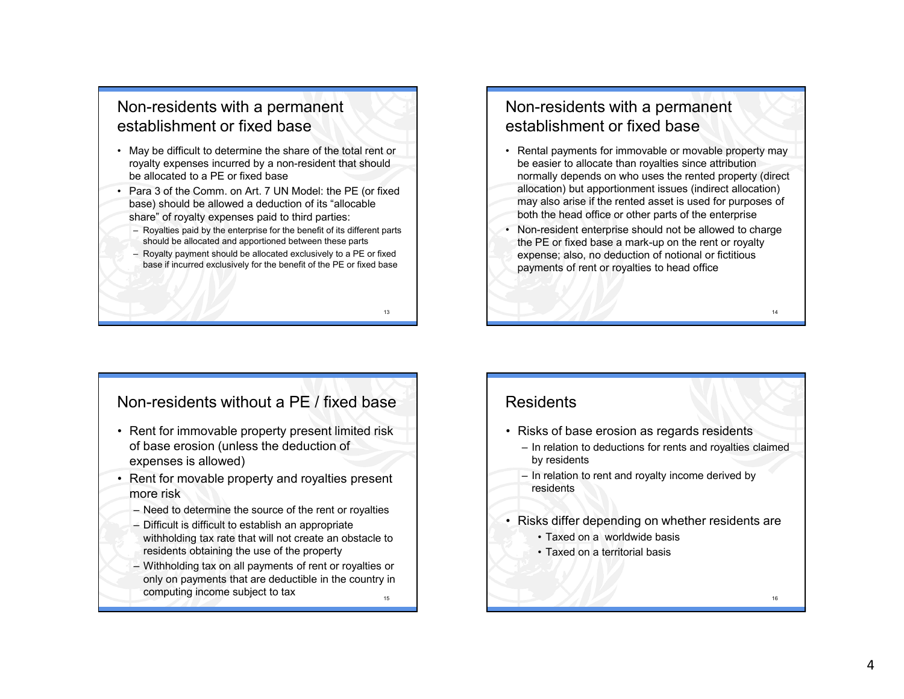## Non-residents with a permanent establishment or fixed base

- May be difficult to determine the share of the total rent or royalty expenses incurred by a non-resident that should be allocated to a PE or fixed base
- Para 3 of the Comm. on Art. 7 UN Model: the PE (or fixed base) should be allowed a deduction of its "allocable share" of royalty expenses paid to third parties:
  - Royalties paid by the enterprise for the benefit of its different parts should be allocated and apportioned between these parts
  - Royalty payment should be allocated exclusively to a PE or fixed base if incurred exclusively for the benefit of the PE or fixed base

## Non-residents with a permanent establishment or fixed base

- Rental payments for immovable or movable property may be easier to allocate than royalties since attribution normally depends on who uses the rented property (direct allocation) but apportionment issues (indirect allocation) may also arise if the rented asset is used for purposes of both the head office or other parts of the enterprise
- Non-resident enterprise should not be allowed to charge the PE or fixed base a mark-up on the rent or royalty expense; also, no deduction of notional or fictitious payments of rent or royalties to head office

## Non-residents without a PE / fixed base

- Rent for immovable property present limited risk of base erosion (unless the deduction of expenses is allowed)
- Rent for movable property and royalties present more risk
  - Need to determine the source of the rent or royalties
  - Difficult is difficult to establish an appropriate withholding tax rate that will not create an obstacle to residents obtaining the use of the property
  - Withholding tax on all payments of rent or royalties or only on payments that are deductible in the country in computing income subject to tax

## Residents

- Risks of base erosion as regards residents
  - In relation to deductions for rents and royalties claimed by residents
  - In relation to rent and royalty income derived by residents
- Risks differ depending on whether residents are
  - Taxed on a worldwide basis
  - Taxed on a territorial basis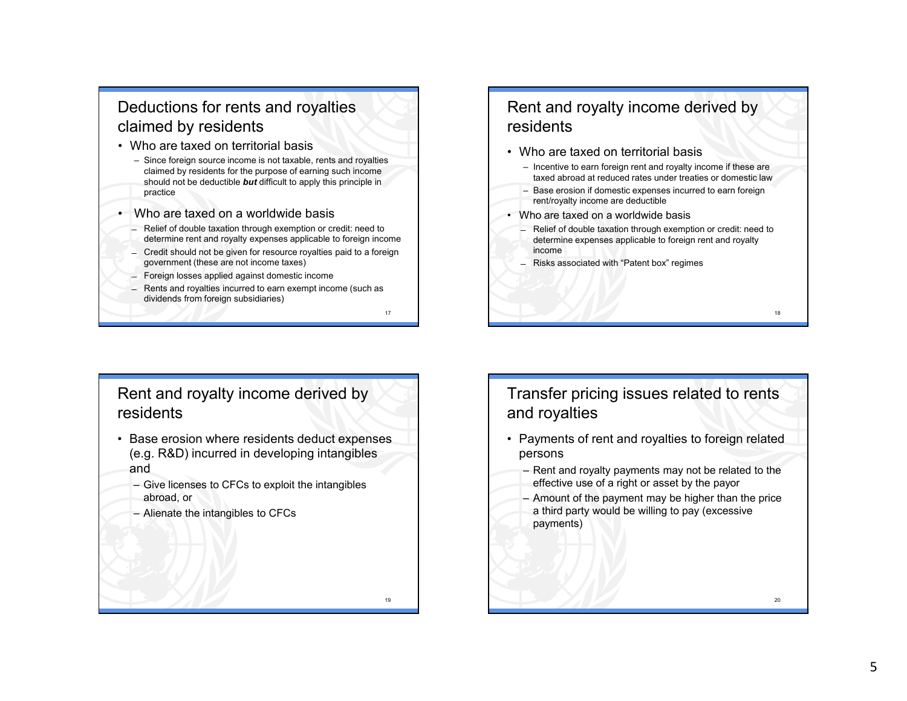## Deductions for rents and royalties claimed by residents

- Who are taxed on territorial basis
  - Since foreign source income is not taxable, rents and royalties claimed by residents for the purpose of earning such income should not be deductible ***but*** difficult to apply this principle in practice
- Who are taxed on a worldwide basis
  - Relief of double taxation through exemption or credit: need to determine rent and royalty expenses applicable to foreign income
  - Credit should not be given for resource royalties paid to a foreign government (these are not income taxes)
  - Foreign losses applied against domestic income
  - Rents and royalties incurred to earn exempt income (such as dividends from foreign subsidiaries)

## Rent and royalty income derived by residents

- Who are taxed on territorial basis
  - Incentive to earn foreign rent and royalty income if these are taxed abroad at reduced rates under treaties or domestic law
  - Base erosion if domestic expenses incurred to earn foreign rent/royalty income are deductible
- Who are taxed on a worldwide basis
  - Relief of double taxation through exemption or credit: need to determine expenses applicable to foreign rent and royalty income
  - Risks associated with "Patent box" regimes

## Rent and royalty income derived by residents

- Base erosion where residents deduct expenses (e.g. R&D) incurred in developing intangibles and
  - Give licenses to CFCs to exploit the intangibles abroad, or
  - Alienate the intangibles to CFCs

## Transfer pricing issues related to rents and royalties

- Payments of rent and royalties to foreign related persons
  - Rent and royalty payments may not be related to the effective use of a right or asset by the payor
  - Amount of the payment may be higher than the price a third party would be willing to pay (excessive payments)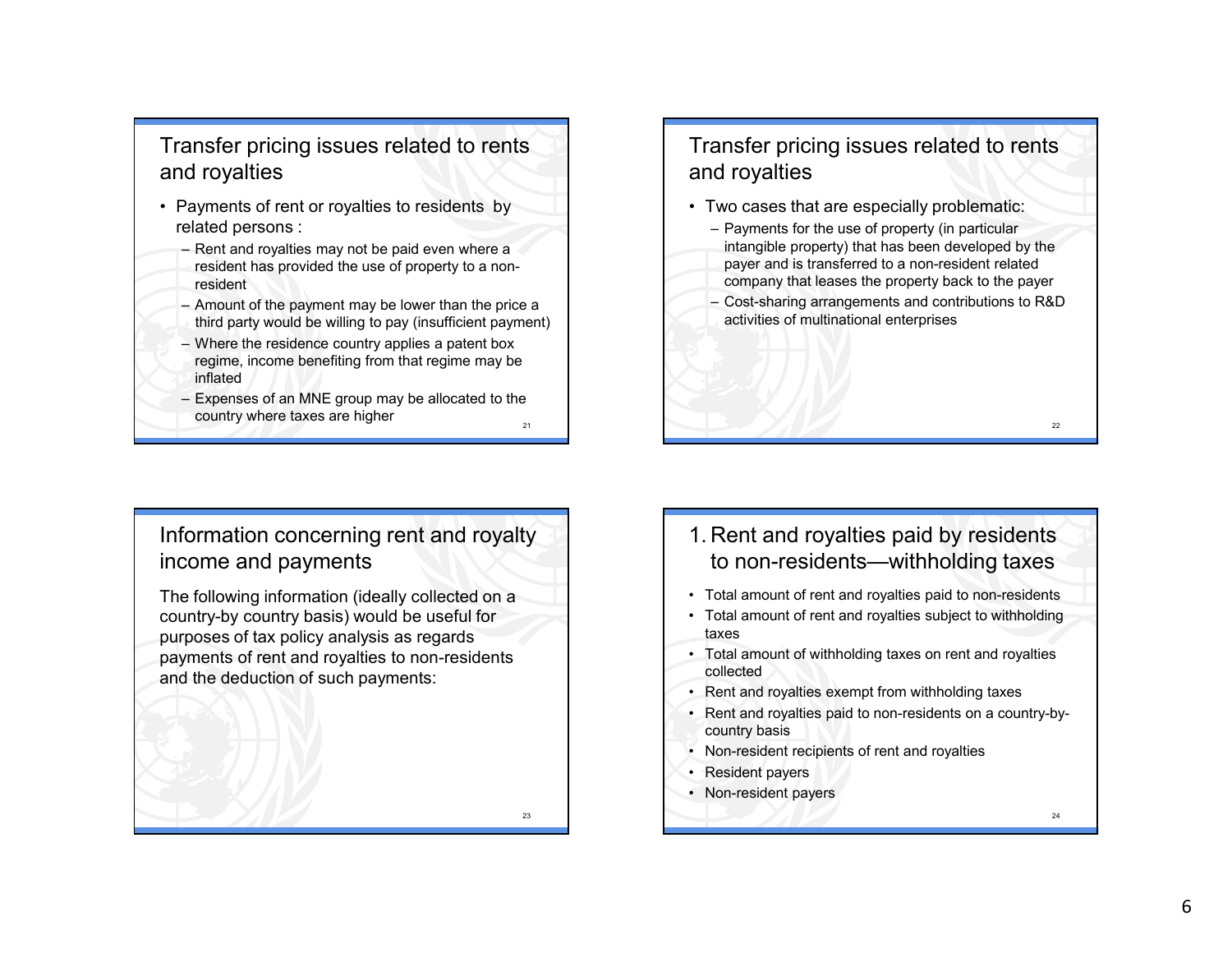## Transfer pricing issues related to rents and royalties

- Payments of rent or royalties to residents by related persons :
  - Rent and royalties may not be paid even where a resident has provided the use of property to a non-resident
  - Amount of the payment may be lower than the price a third party would be willing to pay (insufficient payment)
  - Where the residence country applies a patent box regime, income benefiting from that regime may be inflated
  - Expenses of an MNE group may be allocated to the country where taxes are higher

## Transfer pricing issues related to rents and royalties

- Two cases that are especially problematic:
  - Payments for the use of property (in particular intangible property) that has been developed by the payer and is transferred to a non-resident related company that leases the property back to the payer
  - Cost-sharing arrangements and contributions to R&D activities of multinational enterprises

## Information concerning rent and royalty income and payments

The following information (ideally collected on a country-by country basis) would be useful for purposes of tax policy analysis as regards payments of rent and royalties to non-residents and the deduction of such payments:

## 1. Rent and royalties paid by residents to non-residents—withholding taxes

- Total amount of rent and royalties paid to non-residents
- Total amount of rent and royalties subject to withholding taxes
- Total amount of withholding taxes on rent and royalties collected
- Rent and royalties exempt from withholding taxes
- Rent and royalties paid to non-residents on a country-by-country basis
- Non-resident recipients of rent and royalties
- Resident payers
- Non-resident payers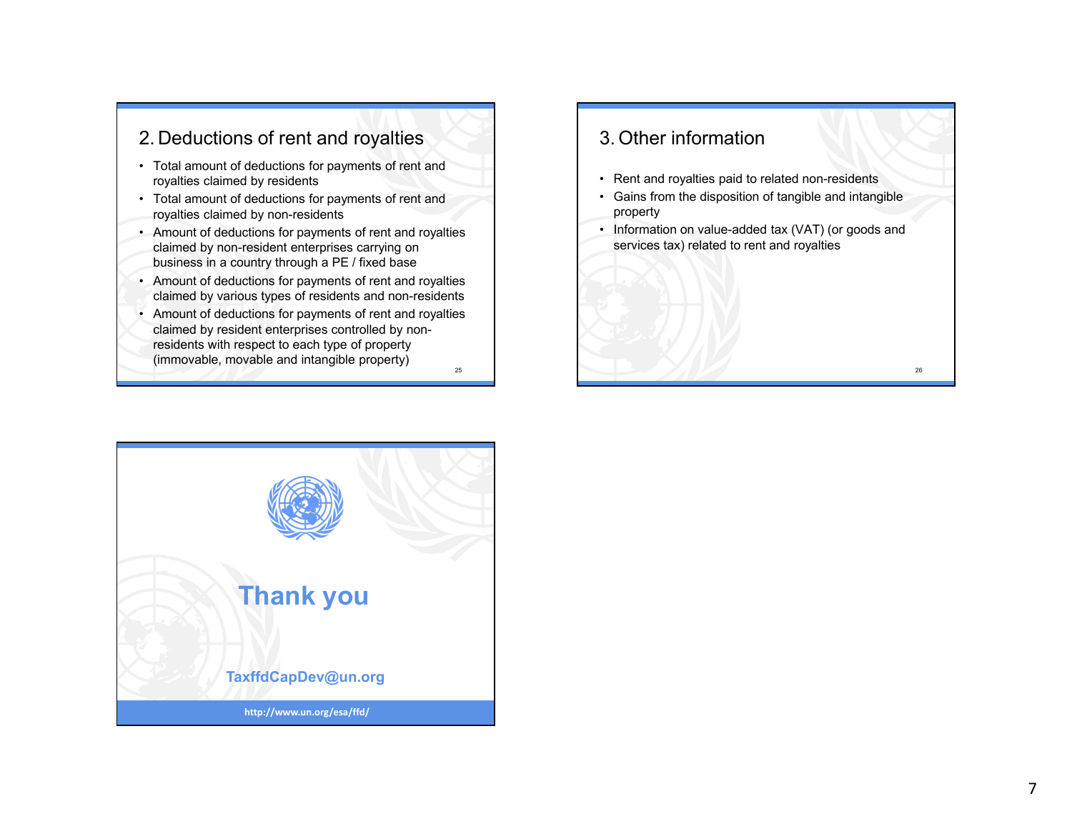## 2. Deductions of rent and royalties

- Total amount of deductions for payments of rent and royalties claimed by residents
- Total amount of deductions for payments of rent and royalties claimed by non-residents
- Amount of deductions for payments of rent and royalties claimed by non-resident enterprises carrying on business in a country through a PE / fixed base
- Amount of deductions for payments of rent and royalties claimed by various types of residents and non-residents
- Amount of deductions for payments of rent and royalties claimed by resident enterprises controlled by non-residents with respect to each type of property (immovable, movable and intangible property)

## 3. Other information

- Rent and royalties paid to related non-residents
- Gains from the disposition of tangible and intangible property
- Information on value-added tax (VAT) (or goods and services tax) related to rent and royalties

## Thank you

**TaxffdCapDev@un.org**

http://www.un.org/esa/ffd/